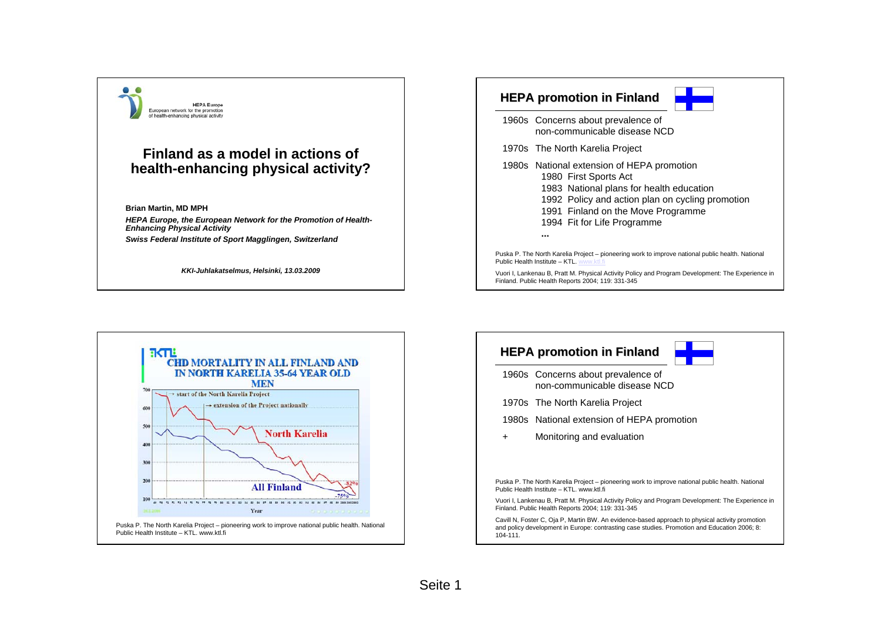HEPA Europe
European network for the promotion of health-enhancing physical activity

# Finland as a model in actions of health-enhancing physical activity?

**Brian Martin, MD MPH**

***HEPA Europe, the European Network for the Promotion of Health-Enhancing Physical Activity***

***Swiss Federal Institute of Sport Magglingen, Switzerland***

***KKI-Juhlakatselmus, Helsinki, 13.03.2009***

## HEPA promotion in Finland

- 1960s Concerns about prevalence of non-communicable disease NCD
- 1970s The North Karelia Project
- 1980s National extension of HEPA promotion
  - 1980 First Sports Act
  - 1983 National plans for health education
  - 1992 Policy and action plan on cycling promotion
  - 1991 Finland on the Move Programme
  - 1994 Fit for Life Programme
  - ...

Puska P. The North Karelia Project – pioneering work to improve national public health. National Public Health Institute – KTL. www.ktl.fi

Vuori I, Lankenau B, Pratt M. Physical Activity Policy and Program Development: The Experience in Finland. Public Health Reports 2004; 119: 331-345

## CHD MORTALITY IN ALL FINLAND AND IN NORTH KARELIA 35-64 YEAR OLD MEN

Puska P. The North Karelia Project – pioneering work to improve national public health. National Public Health Institute – KTL. www.ktl.fi

## HEPA promotion in Finland

- 1960s Concerns about prevalence of non-communicable disease NCD
- 1970s The North Karelia Project
- 1980s National extension of HEPA promotion
- \+ Monitoring and evaluation

Puska P. The North Karelia Project – pioneering work to improve national public health. National Public Health Institute – KTL. www.ktl.fi

Vuori I, Lankenau B, Pratt M. Physical Activity Policy and Program Development: The Experience in Finland. Public Health Reports 2004; 119: 331-345

Cavill N, Foster C, Oja P, Martin BW. An evidence-based approach to physical activity promotion and policy development in Europe: contrasting case studies. Promotion and Education 2006; 8: 104-111.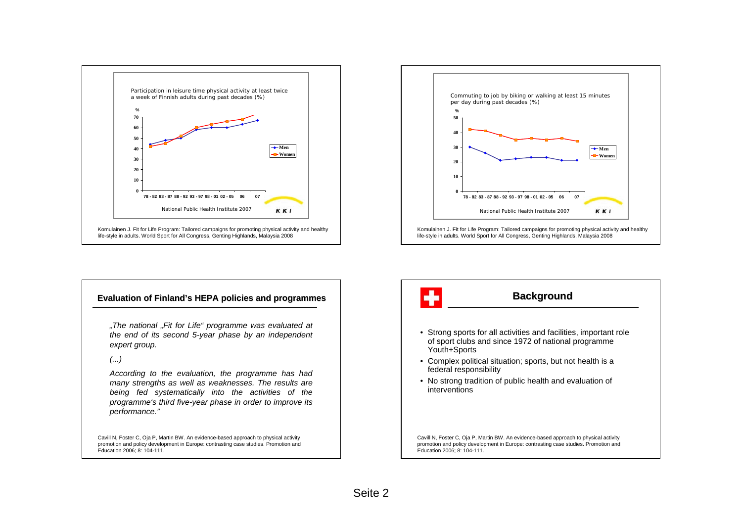Participation in leisure time physical activity at least twice a week of Finnish adults during past decades (%)

National Public Health Institute 2007

Komulainen J. Fit for Life Program: Tailored campaigns for promoting physical activity and healthy life-style in adults. World Sport for All Congress, Genting Highlands, Malaysia 2008

Commuting to job by biking or walking at least 15 minutes per day during past decades (%)

National Public Health Institute 2007

Komulainen J. Fit for Life Program: Tailored campaigns for promoting physical activity and healthy life-style in adults. World Sport for All Congress, Genting Highlands, Malaysia 2008

## Evaluation of Finland's HEPA policies and programmes

*„The national „Fit for Life" programme was evaluated at the end of its second 5-year phase by an independent expert group.*

*(...)*

*According to the evaluation, the programme has had many strengths as well as weaknesses. The results are being fed systematically into the activities of the programme's third five-year phase in order to improve its performance."*

Cavill N, Foster C, Oja P, Martin BW. An evidence-based approach to physical activity promotion and policy development in Europe: contrasting case studies. Promotion and Education 2006; 8: 104-111.

## Background

- Strong sports for all activities and facilities, important role of sport clubs and since 1972 of national programme Youth+Sports
- Complex political situation; sports, but not health is a federal responsibility
- No strong tradition of public health and evaluation of interventions

Cavill N, Foster C, Oja P, Martin BW. An evidence-based approach to physical activity promotion and policy development in Europe: contrasting case studies. Promotion and Education 2006; 8: 104-111.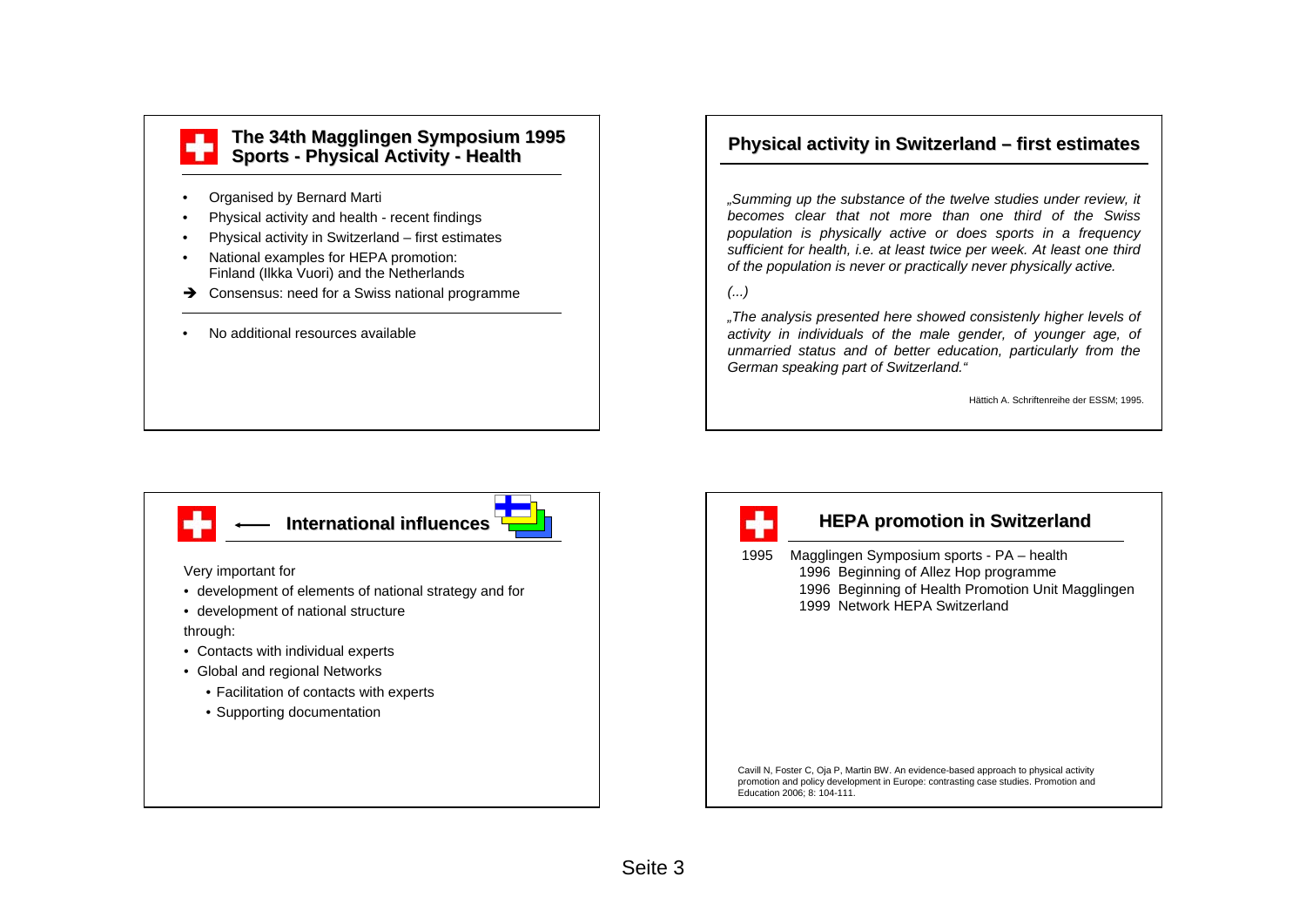## The 34th Magglingen Symposium 1995
## Sports - Physical Activity - Health

- Organised by Bernard Marti
- Physical activity and health - recent findings
- Physical activity in Switzerland – first estimates
- National examples for HEPA promotion: Finland (Ilkka Vuori) and the Netherlands

➔ Consensus: need for a Swiss national programme

- No additional resources available

## Physical activity in Switzerland – first estimates

*„Summing up the substance of the twelve studies under review, it becomes clear that not more than one third of the Swiss population is physically active or does sports in a frequency sufficient for health, i.e. at least twice per week. At least one third of the population is never or practically never physically active.*

*(...)*

*„The analysis presented here showed consistenly higher levels of activity in individuals of the male gender, of younger age, of unmarried status and of better education, particularly from the German speaking part of Switzerland.“*

Hättich A. Schriftenreihe der ESSM; 1995.

## International influences

Very important for

- development of elements of national strategy and for
- development of national structure

through:

- Contacts with individual experts
- Global and regional Networks
  - Facilitation of contacts with experts
  - Supporting documentation

## HEPA promotion in Switzerland

1995 Magglingen Symposium sports - PA – health

- 1996 Beginning of Allez Hop programme
- 1996 Beginning of Health Promotion Unit Magglingen
- 1999 Network HEPA Switzerland

Cavill N, Foster C, Oja P, Martin BW. An evidence-based approach to physical activity promotion and policy development in Europe: contrasting case studies. Promotion and Education 2006; 8: 104-111.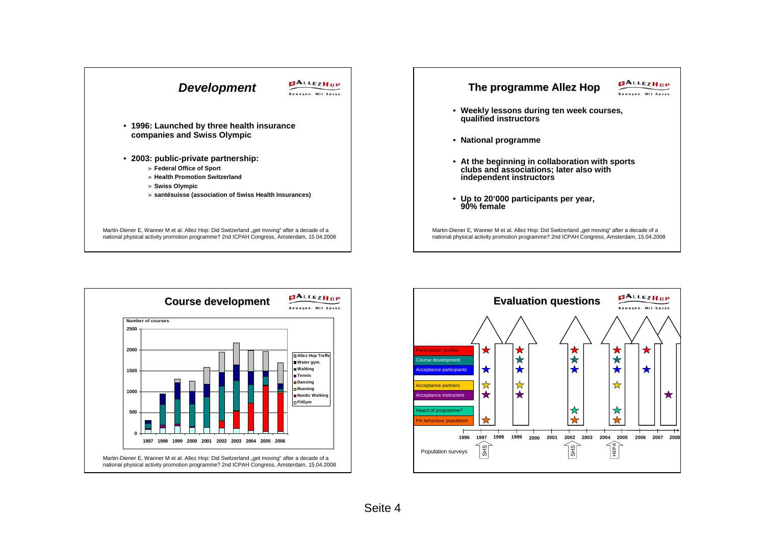## Development

ALLEZ HOP – Bewegen. Mit Spass.

- **1996: Launched by three health insurance companies and Swiss Olympic**
- **2003: public-private partnership:**
  - » **Federal Office of Sport**
  - » **Health Promotion Switzerland**
  - » **Swiss Olympic**
  - » **santésuisse (association of Swiss Health Insurances)**

Martin-Diener E, Wanner M et al. Allez Hop: Did Switzerland „get moving" after a decade of a national physical activity promotion programme? 2nd ICPAH Congress, Amsterdam, 15.04.2008

## The programme Allez Hop

ALLEZ HOP – Bewegen. Mit Spass.

- **Weekly lessons during ten week courses, qualified instructors**
- **National programme**
- **At the beginning in collaboration with sports clubs and associations; later also with independent instructors**
- **Up to 20'000 participants per year, 90% female**

Martin-Diener E, Wanner M et al. Allez Hop: Did Switzerland „get moving" after a decade of a national physical activity promotion programme? 2nd ICPAH Congress, Amsterdam, 15.04.2008

## Course development

ALLEZ HOP – Bewegen. Mit Spass.

Number of courses (stacked bar chart, 1997–2006; y-axis 0–2500)

Legend: Allez Hop Treffs, Water gym., Walking, Tennis, Dancing, Running, Nordic Walking, FitGym

Martin-Diener E, Wanner M et al. Allez Hop: Did Switzerland „get moving" after a decade of a national physical activity promotion programme? 2nd ICPAH Congress, Amsterdam, 15.04.2008

## Evaluation questions

ALLEZ HOP – Bewegen. Mit Spass.

Evaluation questions: Participants profiles; Course development; Acceptance participants; Acceptance partners; Acceptance instructors; Heard of programme?; PA behaviour population

Timeline: 1996, 1997, 1998, 1999, 2000, 2001, 2002, 2003, 2004, 2005, 2006, 2007, 2008

Population surveys: SHS (1997), SHS (2002), HEPA (2004)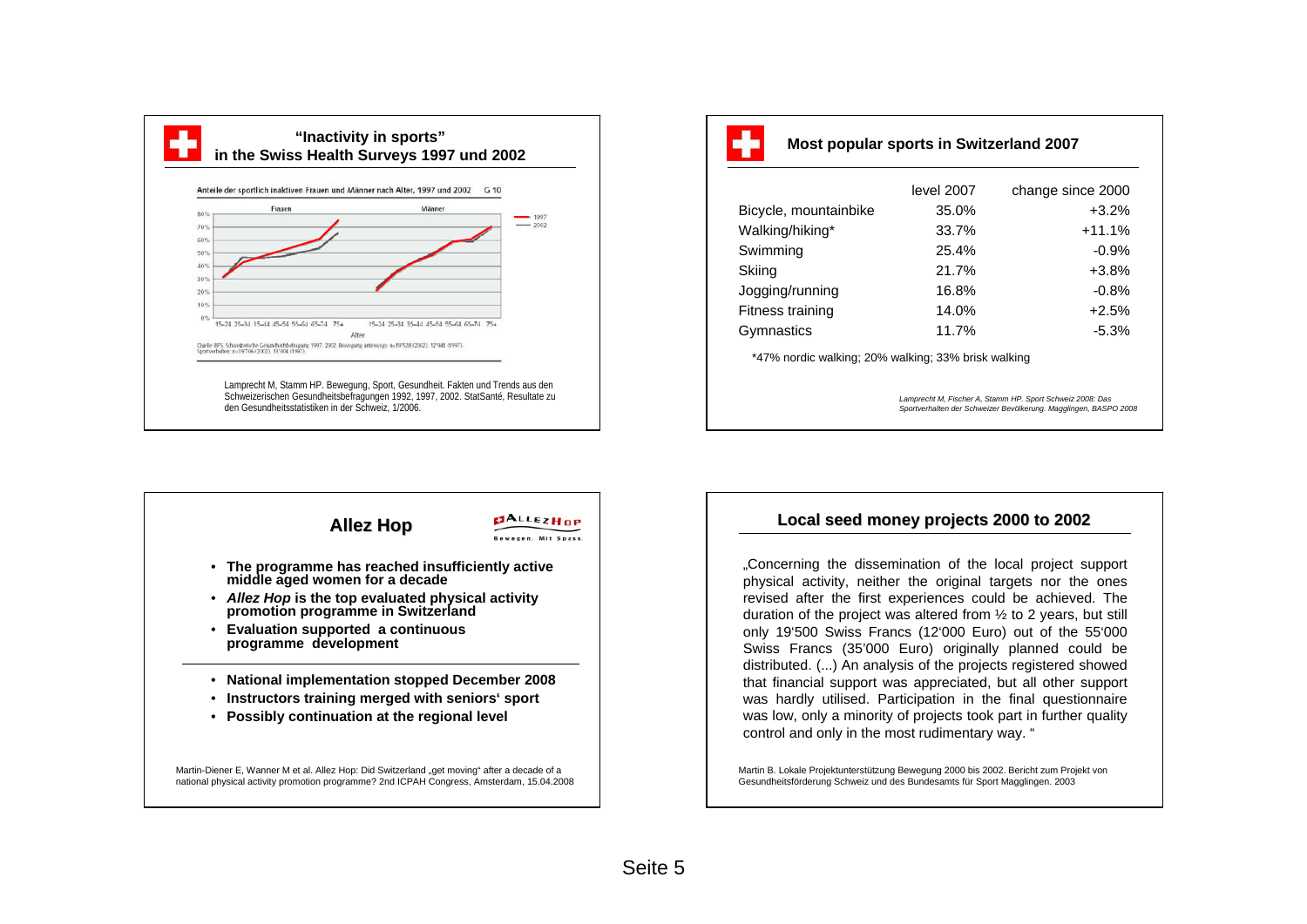## "Inactivity in sports" in the Swiss Health Surveys 1997 und 2002

Anteile der sportlich inaktiven Frauen und Männer nach Alter, 1997 und 2002 G 10

Quelle: BFS, Schweizerische Gesundheitsbefragung 1997, 2002. Bewegung anteilmässig: n=19'528 (2002), 12'941 (1997). Sportverhalten: n=19'706 (2002), 13'004 (1997).

Lamprecht M, Stamm HP. Bewegung, Sport, Gesundheit. Fakten und Trends aus den Schweizerischen Gesundheitsbefragungen 1992, 1997, 2002. StatSanté, Resultate zu den Gesundheitsstatistiken in der Schweiz, 1/2006.

## Most popular sports in Switzerland 2007

| | level 2007 | change since 2000 |
|---|---|---|
| Bicycle, mountainbike | 35.0% | +3.2% |
| Walking/hiking* | 33.7% | +11.1% |
| Swimming | 25.4% | -0.9% |
| Skiing | 21.7% | +3.8% |
| Jogging/running | 16.8% | -0.8% |
| Fitness training | 14.0% | +2.5% |
| Gymnastics | 11.7% | -5.3% |

*47% nordic walking; 20% walking; 33% brisk walking

*Lamprecht M, Fischer A, Stamm HP. Sport Schweiz 2008: Das Sportverhalten der Schweizer Bevölkerung. Magglingen, BASPO 2008*

## Allez Hop

ALLEZHOP Bewegen. Mit Spass.

- **The programme has reached insufficiently active middle aged women for a decade**
- ***Allez Hop* is the top evaluated physical activity promotion programme in Switzerland**
- **Evaluation supported a continuous programme development**

- **National implementation stopped December 2008**
- **Instructors training merged with seniors' sport**
- **Possibly continuation at the regional level**

Martin-Diener E, Wanner M et al. Allez Hop: Did Switzerland „get moving" after a decade of a national physical activity promotion programme? 2nd ICPAH Congress, Amsterdam, 15.04.2008

## Local seed money projects 2000 to 2002

„Concerning the dissemination of the local project support physical activity, neither the original targets nor the ones revised after the first experiences could be achieved. The duration of the project was altered from ½ to 2 years, but still only 19'500 Swiss Francs (12'000 Euro) out of the 55'000 Swiss Francs (35'000 Euro) originally planned could be distributed. (...) An analysis of the projects registered showed that financial support was appreciated, but all other support was hardly utilised. Participation in the final questionnaire was low, only a minority of projects took part in further quality control and only in the most rudimentary way. "

Martin B. Lokale Projektunterstützung Bewegung 2000 bis 2002. Bericht zum Projekt von Gesundheitsförderung Schweiz und des Bundesamts für Sport Magglingen. 2003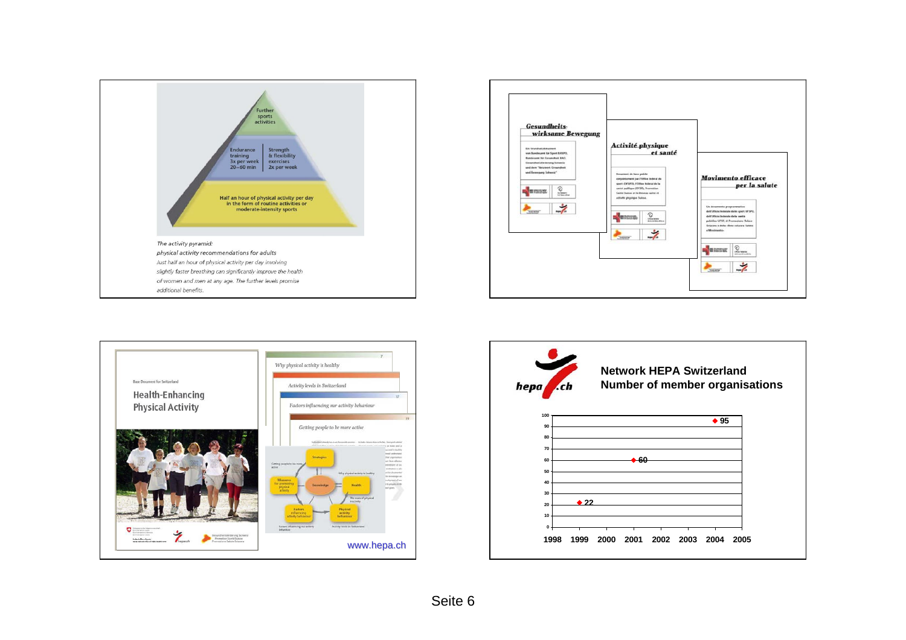Further sports activities

Endurance training 3x per week 20–60 min

Strength & flexibility exercises 2x per week

Half an hour of physical activity per day in the form of routine activities or moderate-intensity sports

*The activity pyramid:*
*physical activity recommendations for adults*
*Just half an hour of physical activity per day involving slightly faster breathing can significantly improve the health of women and men at any age. The further levels promise additional benefits.*

**Gesundheitswirksame Bewegung**

**Activité physique et santé**

**Movimento efficace per la salute**

Base Document for Switzerland

**Health-Enhancing Physical Activity**

*Why physical activity is healthy*

*Activity levels in Switzerland*

*Factors influencing our activity behaviour*

*Getting people to be more active*

www.hepa.ch

## Network HEPA Switzerland
## Number of member organisations

| Year | Number of member organisations |
| --- | --- |
| 1999 | 22 |
| 2001 | 60 |
| 2004 | 95 |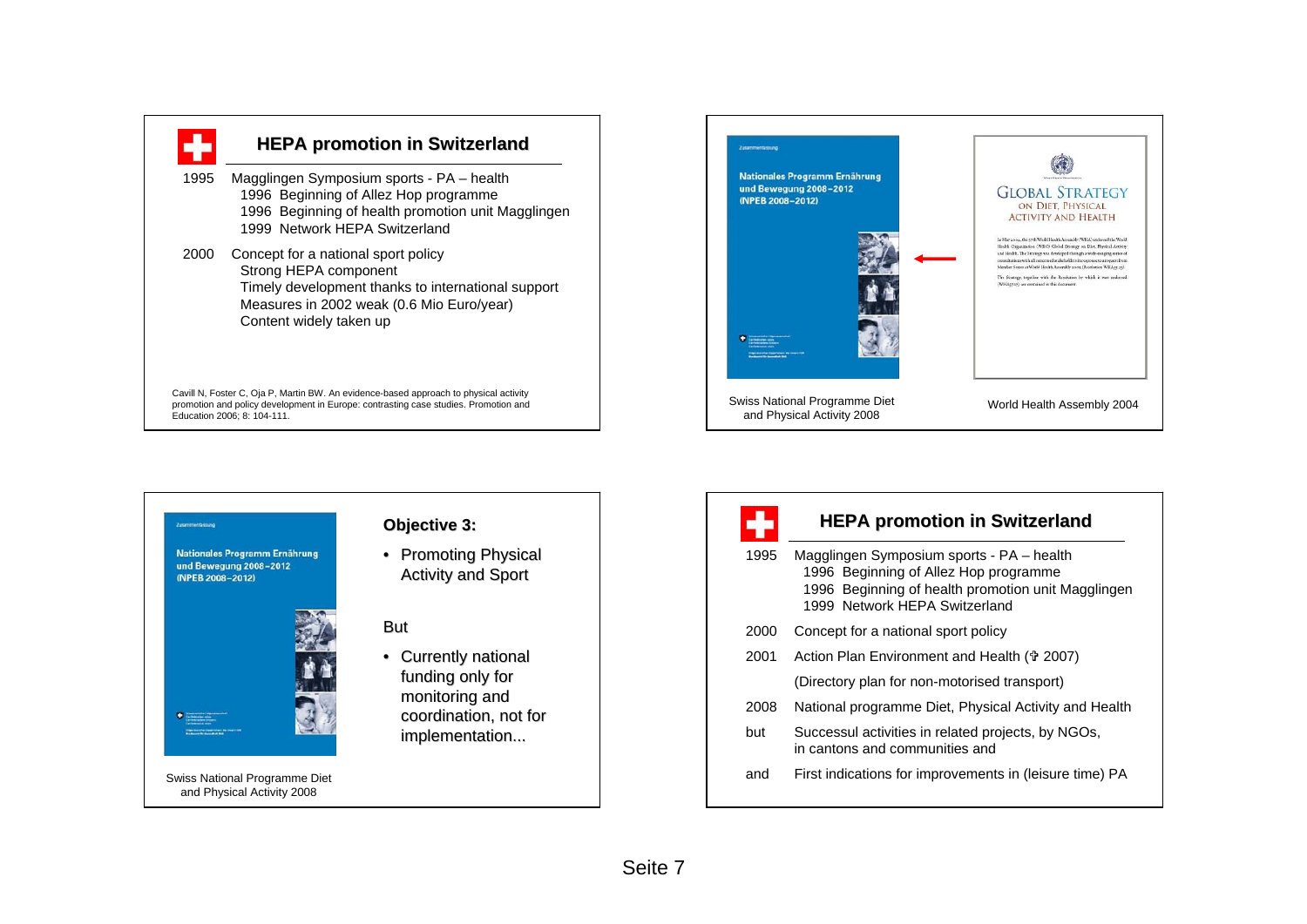## HEPA promotion in Switzerland

1995 Magglingen Symposium sports - PA – health
- 1996 Beginning of Allez Hop programme
- 1996 Beginning of health promotion unit Magglingen
- 1999 Network HEPA Switzerland

2000 Concept for a national sport policy
- Strong HEPA component
- Timely development thanks to international support
- Measures in 2002 weak (0.6 Mio Euro/year)
- Content widely taken up

Cavill N, Foster C, Oja P, Martin BW. An evidence-based approach to physical activity promotion and policy development in Europe: contrasting case studies. Promotion and Education 2006; 8: 104-111.

---

Zusammenfassung

Nationales Programm Ernährung und Bewegung 2008–2012 (NPEB 2008–2012)

Swiss National Programme Diet and Physical Activity 2008

GLOBAL STRATEGY ON DIET, PHYSICAL ACTIVITY AND HEALTH

World Health Assembly 2004

---

Zusammenfassung

Nationales Programm Ernährung und Bewegung 2008–2012 (NPEB 2008–2012)

Swiss National Programme Diet and Physical Activity 2008

### Objective 3:

- Promoting Physical Activity and Sport

But

- Currently national funding only for monitoring and coordination, not for implementation...

---

## HEPA promotion in Switzerland

1995 Magglingen Symposium sports - PA – health
- 1996 Beginning of Allez Hop programme
- 1996 Beginning of health promotion unit Magglingen
- 1999 Network HEPA Switzerland

2000 Concept for a national sport policy

2001 Action Plan Environment and Health (✝ 2007)

(Directory plan for non-motorised transport)

2008 National programme Diet, Physical Activity and Health

but Successul activities in related projects, by NGOs, in cantons and communities and

and First indications for improvements in (leisure time) PA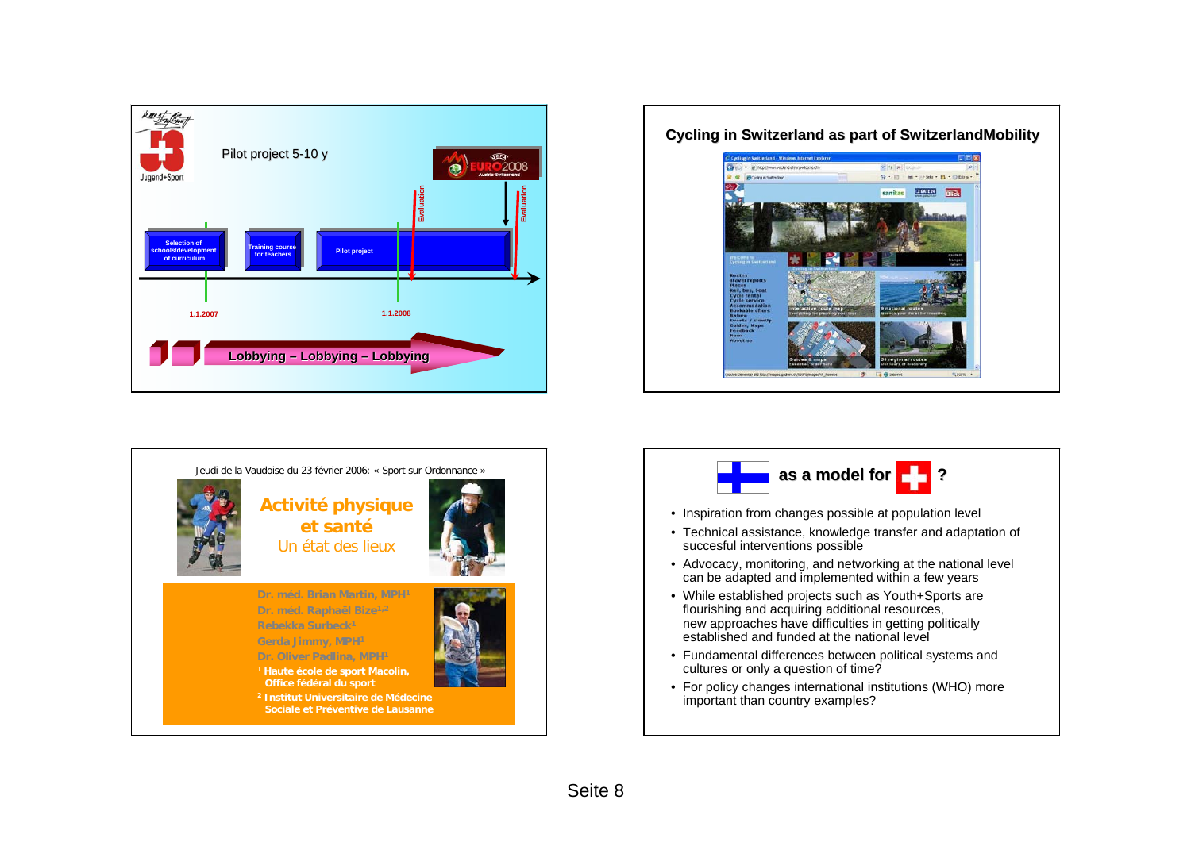Pilot project 5-10 y

Selection of schools/development of curriculum

Training course for teachers

Pilot project

Evaluation

Evaluation

1.1.2007

1.1.2008

Lobbying – Lobbying – Lobbying

## Cycling in Switzerland as part of SwitzerlandMobility

Jeudi de la Vaudoise du 23 février 2006: « Sport sur Ordonnance »

## Activité physique et santé

Un état des lieux

Dr. méd. Brian Martin, MPH[1]
Dr. méd. Raphaël Bize[1,2]
Rebekka Surbeck[1]
Gerda Jimmy, MPH[1]
Dr. Oliver Padlina, MPH[1]

[1] Haute école de sport Macolin, Office fédéral du sport
[2] Institut Universitaire de Médecine Sociale et Préventive de Lausanne

## as a model for ?

- Inspiration from changes possible at population level
- Technical assistance, knowledge transfer and adaptation of succesful interventions possible
- Advocacy, monitoring, and networking at the national level can be adapted and implemented within a few years
- While established projects such as Youth+Sports are flourishing and acquiring additional resources, new approaches have difficulties in getting politically established and funded at the national level
- Fundamental differences between political systems and cultures or only a question of time?
- For policy changes international institutions (WHO) more important than country examples?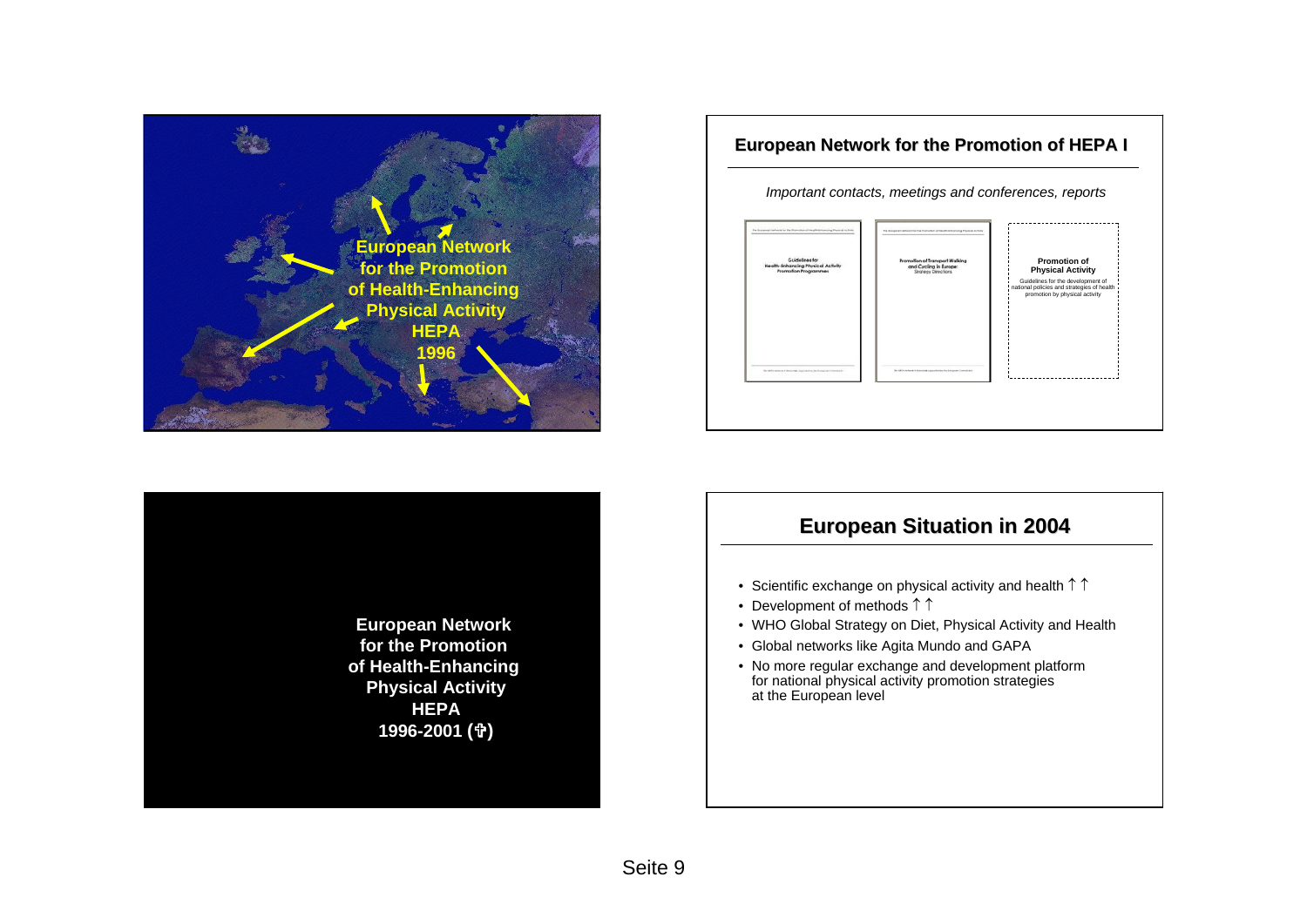European Network for the Promotion of Health-Enhancing Physical Activity HEPA 1996

## European Network for the Promotion of HEPA I

*Important contacts, meetings and conferences, reports*

Guidelines for Health-Enhancing Physical Activity Promotion Programmes

Promotion of Transport Walking and Cycling in Europe: Strategy Directions

**Promotion of Physical Activity**
Guidelines for the development of national policies and strategies of health promotion by physical activity

**European Network for the Promotion of Health-Enhancing Physical Activity HEPA 1996-2001 (✞)**

## European Situation in 2004

- Scientific exchange on physical activity and health ↑↑
- Development of methods ↑↑
- WHO Global Strategy on Diet, Physical Activity and Health
- Global networks like Agita Mundo and GAPA
- No more regular exchange and development platform for national physical activity promotion strategies at the European level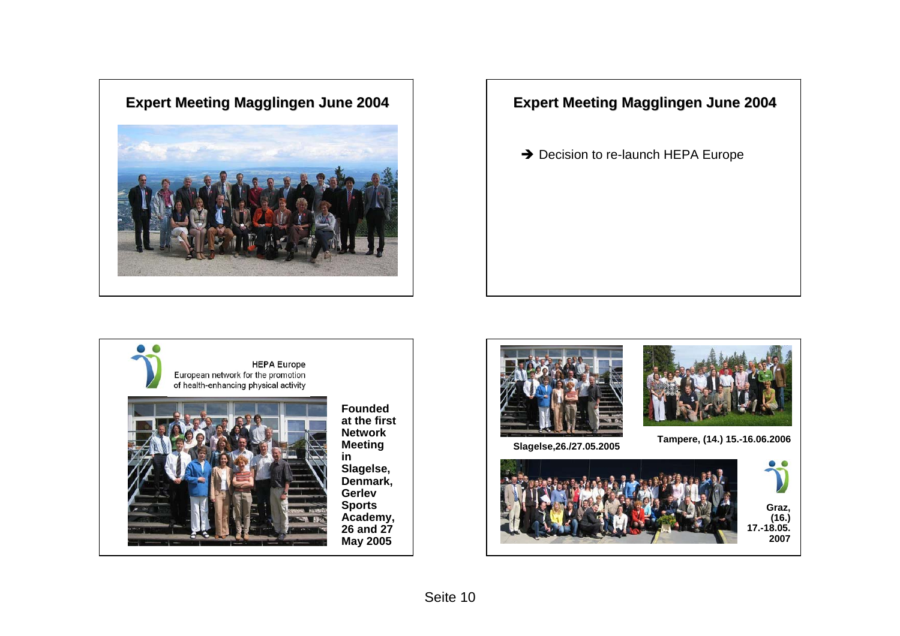## Expert Meeting Magglingen June 2004

## Expert Meeting Magglingen June 2004

→ Decision to re-launch HEPA Europe

HEPA Europe
European network for the promotion of health-enhancing physical activity

**Founded at the first Network Meeting in Slagelse, Denmark, Gerlev Sports Academy, 26 and 27 May 2005**

**Slagelse,26./27.05.2005**

**Tampere, (14.) 15.-16.06.2006**

**Graz, (16.) 17.-18.05. 2007**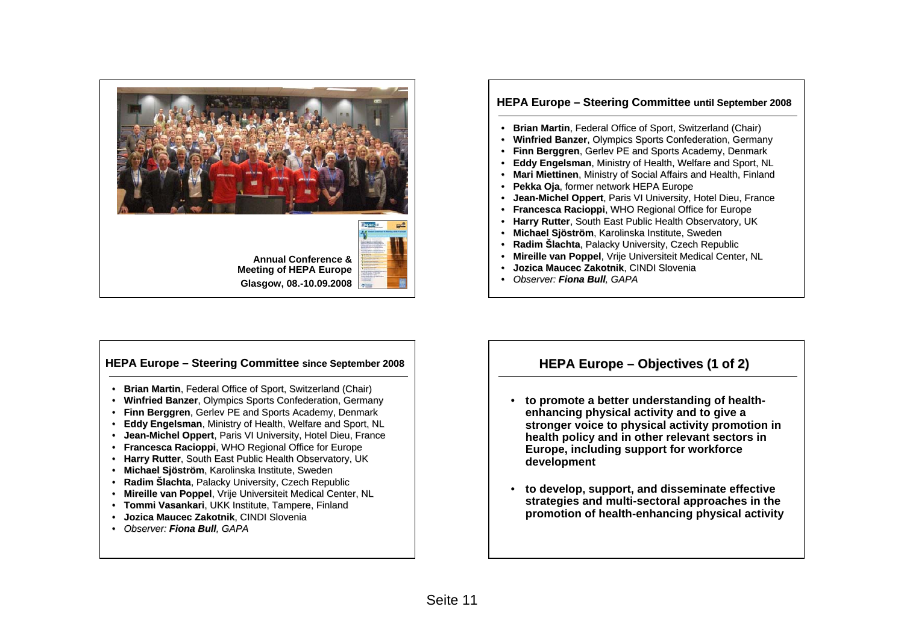Annual Conference & Meeting of HEPA Europe

Glasgow, 08.-10.09.2008

## HEPA Europe – Steering Committee until September 2008

- **Brian Martin**, Federal Office of Sport, Switzerland (Chair)
- **Winfried Banzer**, Olympics Sports Confederation, Germany
- **Finn Berggren**, Gerlev PE and Sports Academy, Denmark
- **Eddy Engelsman**, Ministry of Health, Welfare and Sport, NL
- **Mari Miettinen**, Ministry of Social Affairs and Health, Finland
- **Pekka Oja**, former network HEPA Europe
- **Jean-Michel Oppert**, Paris VI University, Hotel Dieu, France
- **Francesca Racioppi**, WHO Regional Office for Europe
- **Harry Rutter**, South East Public Health Observatory, UK
- **Michael Sjöström**, Karolinska Institute, Sweden
- **Radim Šlachta**, Palacky University, Czech Republic
- **Mireille van Poppel**, Vrije Universiteit Medical Center, NL
- **Jozica Maucec Zakotnik**, CINDI Slovenia
- *Observer: **Fiona Bull**, GAPA*

## HEPA Europe – Steering Committee since September 2008

- **Brian Martin**, Federal Office of Sport, Switzerland (Chair)
- **Winfried Banzer**, Olympics Sports Confederation, Germany
- **Finn Berggren**, Gerlev PE and Sports Academy, Denmark
- **Eddy Engelsman**, Ministry of Health, Welfare and Sport, NL
- **Jean-Michel Oppert**, Paris VI University, Hotel Dieu, France
- **Francesca Racioppi**, WHO Regional Office for Europe
- **Harry Rutter**, South East Public Health Observatory, UK
- **Michael Sjöström**, Karolinska Institute, Sweden
- **Radim Šlachta**, Palacky University, Czech Republic
- **Mireille van Poppel**, Vrije Universiteit Medical Center, NL
- **Tommi Vasankari**, UKK Institute, Tampere, Finland
- **Jozica Maucec Zakotnik**, CINDI Slovenia
- *Observer: **Fiona Bull**, GAPA*

## HEPA Europe – Objectives (1 of 2)

- **to promote a better understanding of health-enhancing physical activity and to give a stronger voice to physical activity promotion in health policy and in other relevant sectors in Europe, including support for workforce development**
- **to develop, support, and disseminate effective strategies and multi-sectoral approaches in the promotion of health-enhancing physical activity**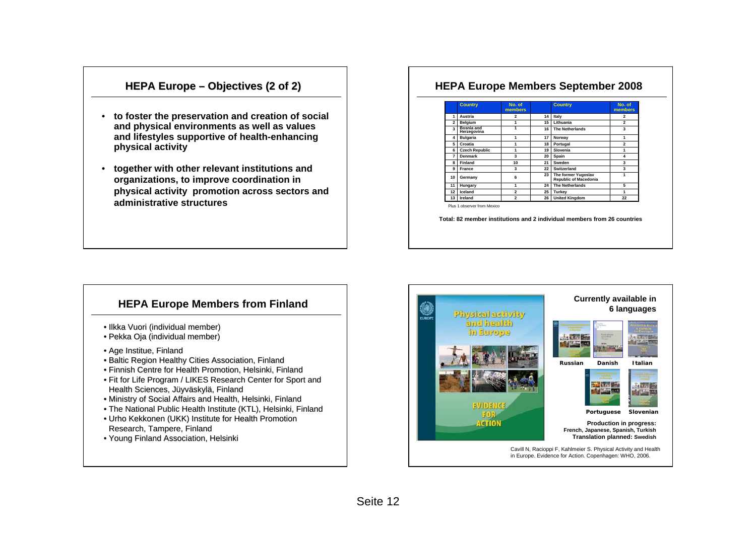## HEPA Europe – Objectives (2 of 2)

- **to foster the preservation and creation of social and physical environments as well as values and lifestyles supportive of health-enhancing physical activity**
- **together with other relevant institutions and organizations, to improve coordination in physical activity promotion across sectors and administrative structures**

## HEPA Europe Members September 2008

| | Country | No. of members | | Country | No. of members |
|---|---|---|---|---|---|
| 1 | Austria | 2 | 14 | Italy | 2 |
| 2 | Belgium | 1 | 15 | Lithuania | 2 |
| 3 | Bosnia and Herzegovina | 1 | 16 | The Netherlands | 3 |
| 4 | Bulgaria | 1 | 17 | Norway | 1 |
| 5 | Croatia | 1 | 18 | Portugal | 2 |
| 6 | Czech Republic | 1 | 19 | Slovenia | 1 |
| 7 | Denmark | 3 | 20 | Spain | 4 |
| 8 | Finland | 10 | 21 | Sweden | 3 |
| 9 | France | 3 | 22 | Switzerland | 3 |
| 10 | Germany | 6 | 23 | The former Yugoslav Republic of Macedonia | 1 |
| 11 | Hungary | 1 | 24 | The Netherlands | 5 |
| 12 | Iceland | 2 | 25 | Turkey | 1 |
| 13 | Ireland | 2 | 26 | United Kingdom | 22 |

Plus 1 observer from Mexico

**Total: 82 member institutions and 2 individual members from 26 countries**

## HEPA Europe Members from Finland

- Ilkka Vuori (individual member)
- Pekka Oja (individual member)
- Age Institue, Finland
- Baltic Region Healthy Cities Association, Finland
- Finnish Centre for Health Promotion, Helsinki, Finland
- Fit for Life Program / LIKES Research Center for Sport and Health Sciences, Jüyväskylä, Finland
- Ministry of Social Affairs and Health, Helsinki, Finland
- The National Public Health Institute (KTL), Helsinki, Finland
- Urho Kekkonen (UKK) Institute for Health Promotion Research, Tampere, Finland
- Young Finland Association, Helsinki

**Physical activity and health in Europe**

**EVIDENCE FOR ACTION**

**Currently available in 6 languages**

**Russian** **Danish** **Italian**

**Portuguese** **Slovenian**

**Production in progress:** French, Japanese, Spanish, Turkish
**Translation planned:** Swedish

Cavill N, Racioppi F, Kahlmeier S. Physical Activity and Health in Europe. Evidence for Action. Copenhagen: WHO, 2006.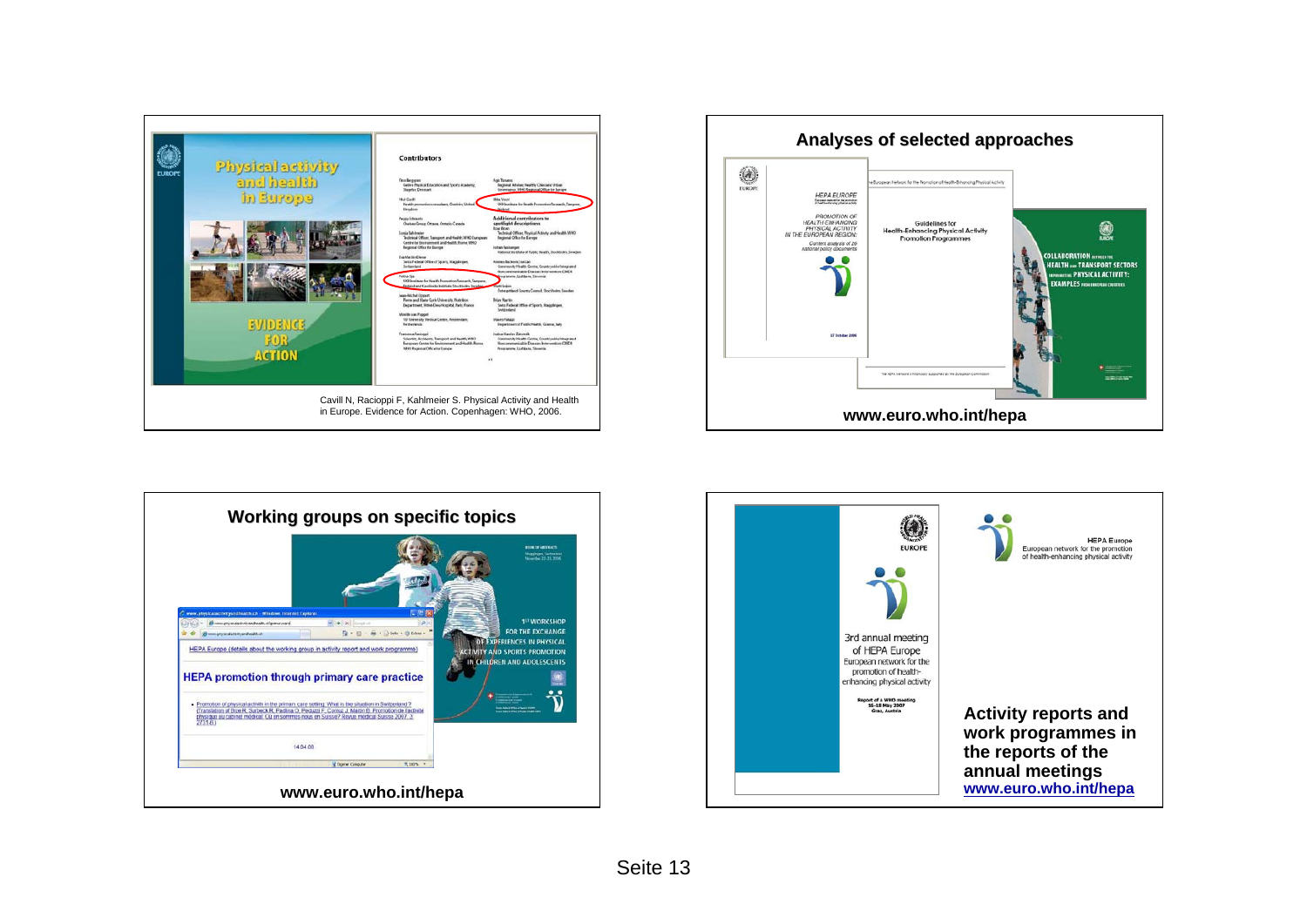Cavill N, Racioppi F, Kahlmeier S. Physical Activity and Health in Europe. Evidence for Action. Copenhagen: WHO, 2006.

## Analyses of selected approaches

www.euro.who.int/hepa

## Working groups on specific topics

www.euro.who.int/hepa

HEPA Europe

European network for the promotion of health-enhancing physical activity

**Activity reports and work programmes in the reports of the annual meetings**

www.euro.who.int/hepa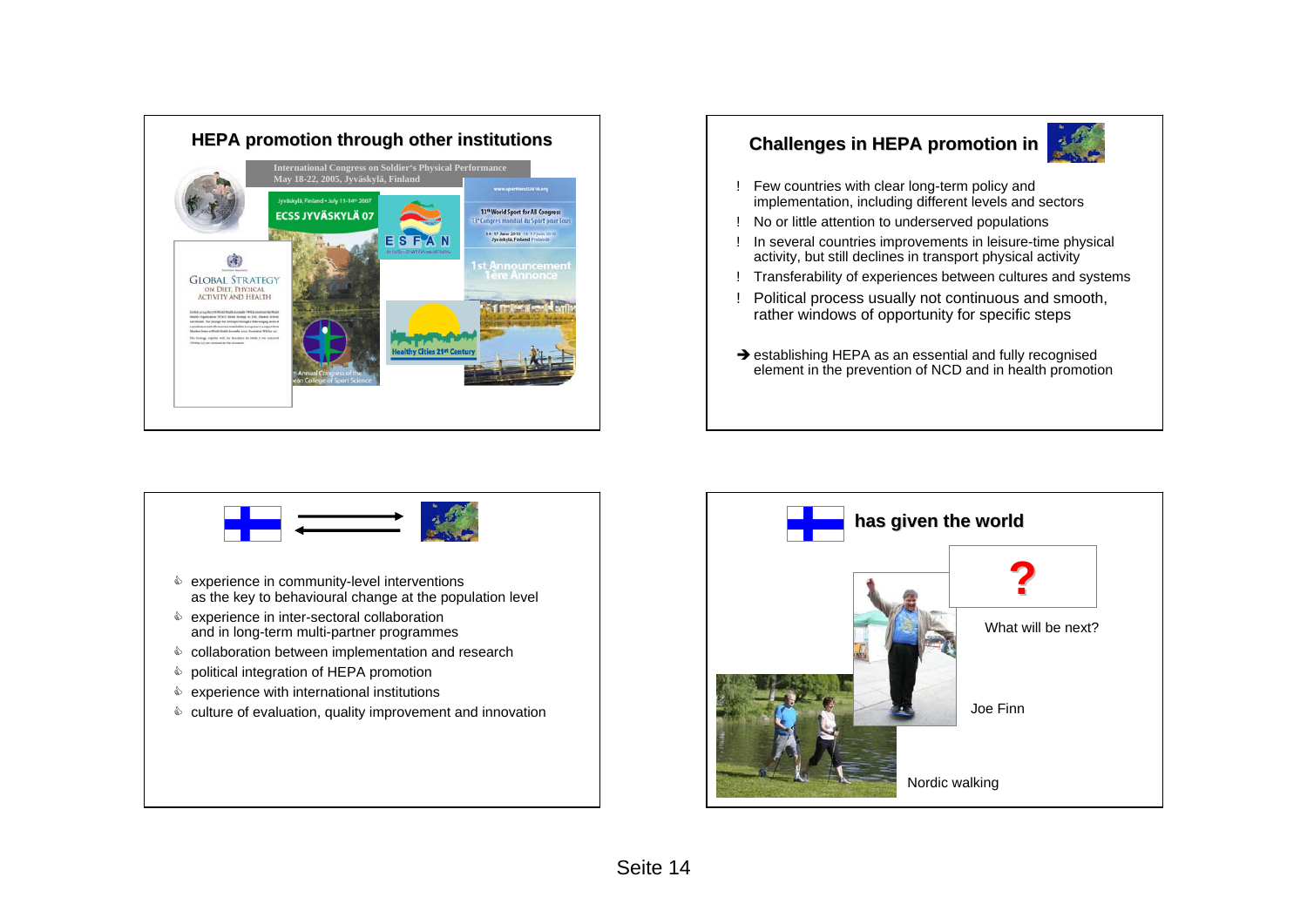## HEPA promotion through other institutions

International Congress on Soldier's Physical Performance
May 18-22, 2005, Jyväskylä, Finland

Jyväskylä, Finland • July 11-14th 2007
ECSS JYVÄSKYLÄ 07

ESFAN

13th World Sport for All Congress
13e Congrès mondial du Sport pour tous
14-17 June 2010
Jyväskylä, Finland

1st Announcement
1ère Annonce

GLOBAL STRATEGY ON DIET, PHYSICAL ACTIVITY AND HEALTH

Healthy Cities 21st Century

Annual Congress of the European College of Sport Science

## Challenges in HEPA promotion in

- Few countries with clear long-term policy and implementation, including different levels and sectors
- No or little attention to underserved populations
- In several countries improvements in leisure-time physical activity, but still declines in transport physical activity
- Transferability of experiences between cultures and systems
- Political process usually not continuous and smooth, rather windows of opportunity for specific steps

→ establishing HEPA as an essential and fully recognised element in the prevention of NCD and in health promotion

---

- experience in community-level interventions as the key to behavioural change at the population level
- experience in inter-sectoral collaboration and in long-term multi-partner programmes
- collaboration between implementation and research
- political integration of HEPA promotion
- experience with international institutions
- culture of evaluation, quality improvement and innovation

## has given the world

?

What will be next?

Joe Finn

Nordic walking